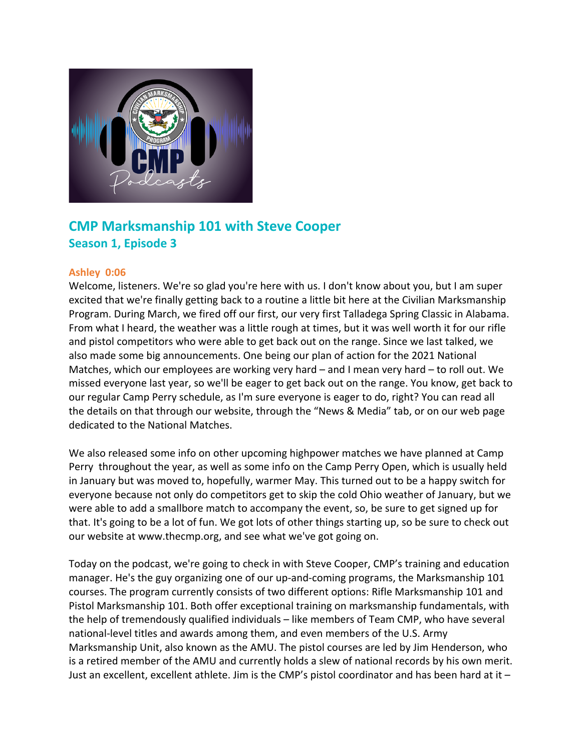# CMP Marksmanship 101 with Steve Cooper

## Season 1, Episode 3

**Ashley 0:06**

Welcome, listeners. We're so glad you're here with us. I don't know about you, but I am super excited that we're finally getting back to a routine a little bit here at the Civilian Marksmanship Program. During March, we fired off our first, our very first Talladega Spring Classic in Alabama. From what I heard, the weather was a little rough at times, but it was well worth it for our rifle and pistol competitors who were able to get back out on the range. Since we last talked, we also made some big announcements. One being our plan of action for the 2021 National Matches, which our employees are working very hard – and I mean very hard – to roll out. We missed everyone last year, so we'll be eager to get back out on the range. You know, get back to our regular Camp Perry schedule, as I'm sure everyone is eager to do, right? You can read all the details on that through our website, through the "News & Media" tab, or on our web page dedicated to the National Matches.

We also released some info on other upcoming highpower matches we have planned at Camp Perry throughout the year, as well as some info on the Camp Perry Open, which is usually held in January but was moved to, hopefully, warmer May. This turned out to be a happy switch for everyone because not only do competitors get to skip the cold Ohio weather of January, but we were able to add a smallbore match to accompany the event, so, be sure to get signed up for that. It's going to be a lot of fun. We got lots of other things starting up, so be sure to check out our website at www.thecmp.org, and see what we've got going on.

Today on the podcast, we're going to check in with Steve Cooper, CMP's training and education manager. He's the guy organizing one of our up-and-coming programs, the Marksmanship 101 courses. The program currently consists of two different options: Rifle Marksmanship 101 and Pistol Marksmanship 101. Both offer exceptional training on marksmanship fundamentals, with the help of tremendously qualified individuals – like members of Team CMP, who have several national-level titles and awards among them, and even members of the U.S. Army Marksmanship Unit, also known as the AMU. The pistol courses are led by Jim Henderson, who is a retired member of the AMU and currently holds a slew of national records by his own merit. Just an excellent, excellent athlete. Jim is the CMP's pistol coordinator and has been hard at it –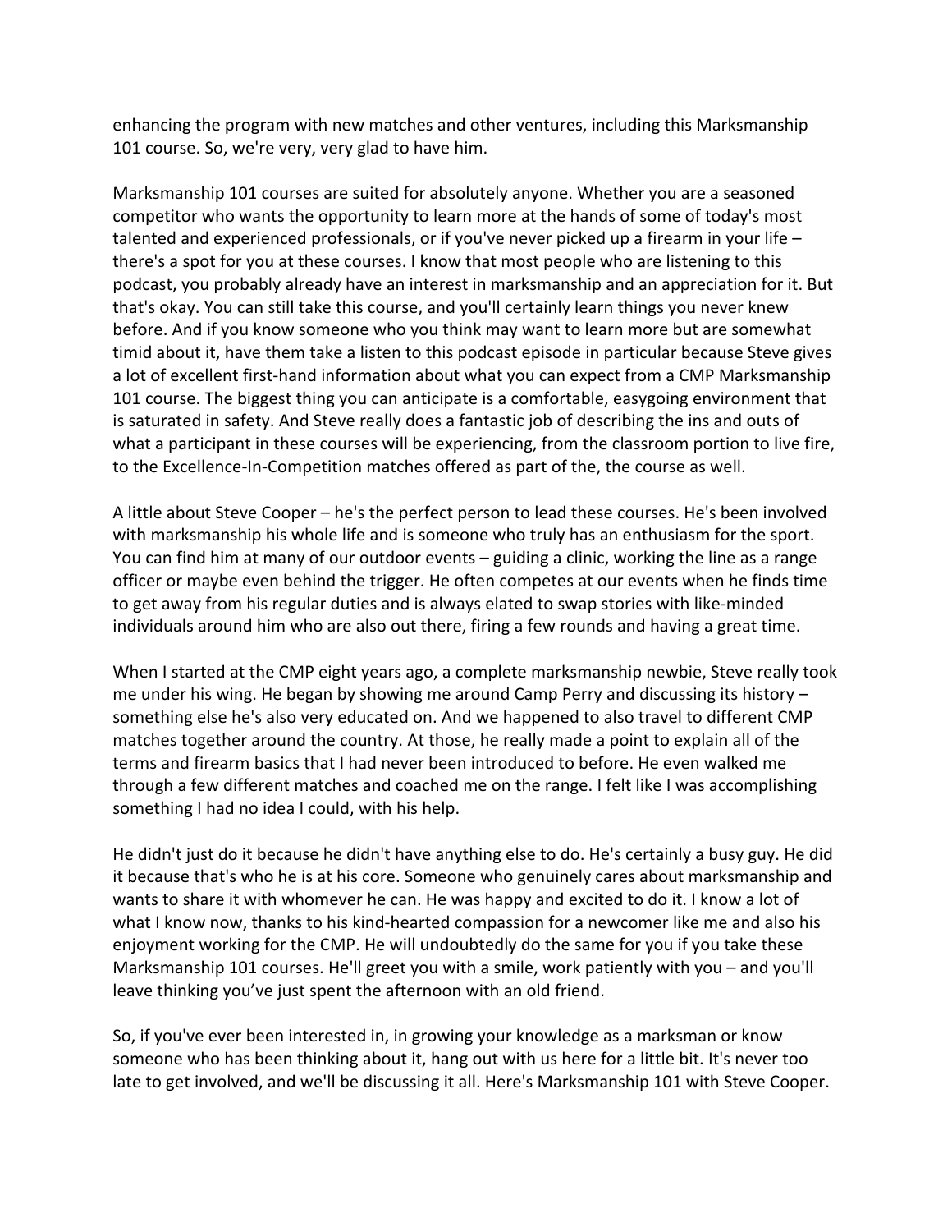enhancing the program with new matches and other ventures, including this Marksmanship 101 course. So, we're very, very glad to have him.

Marksmanship 101 courses are suited for absolutely anyone. Whether you are a seasoned competitor who wants the opportunity to learn more at the hands of some of today's most talented and experienced professionals, or if you've never picked up a firearm in your life – there's a spot for you at these courses. I know that most people who are listening to this podcast, you probably already have an interest in marksmanship and an appreciation for it. But that's okay. You can still take this course, and you'll certainly learn things you never knew before. And if you know someone who you think may want to learn more but are somewhat timid about it, have them take a listen to this podcast episode in particular because Steve gives a lot of excellent first-hand information about what you can expect from a CMP Marksmanship 101 course. The biggest thing you can anticipate is a comfortable, easygoing environment that is saturated in safety. And Steve really does a fantastic job of describing the ins and outs of what a participant in these courses will be experiencing, from the classroom portion to live fire, to the Excellence-In-Competition matches offered as part of the, the course as well.

A little about Steve Cooper – he's the perfect person to lead these courses. He's been involved with marksmanship his whole life and is someone who truly has an enthusiasm for the sport. You can find him at many of our outdoor events – guiding a clinic, working the line as a range officer or maybe even behind the trigger. He often competes at our events when he finds time to get away from his regular duties and is always elated to swap stories with like-minded individuals around him who are also out there, firing a few rounds and having a great time.

When I started at the CMP eight years ago, a complete marksmanship newbie, Steve really took me under his wing. He began by showing me around Camp Perry and discussing its history – something else he's also very educated on. And we happened to also travel to different CMP matches together around the country. At those, he really made a point to explain all of the terms and firearm basics that I had never been introduced to before. He even walked me through a few different matches and coached me on the range. I felt like I was accomplishing something I had no idea I could, with his help.

He didn't just do it because he didn't have anything else to do. He's certainly a busy guy. He did it because that's who he is at his core. Someone who genuinely cares about marksmanship and wants to share it with whomever he can. He was happy and excited to do it. I know a lot of what I know now, thanks to his kind-hearted compassion for a newcomer like me and also his enjoyment working for the CMP. He will undoubtedly do the same for you if you take these Marksmanship 101 courses. He'll greet you with a smile, work patiently with you – and you'll leave thinking you've just spent the afternoon with an old friend.

So, if you've ever been interested in, in growing your knowledge as a marksman or know someone who has been thinking about it, hang out with us here for a little bit. It's never too late to get involved, and we'll be discussing it all. Here's Marksmanship 101 with Steve Cooper.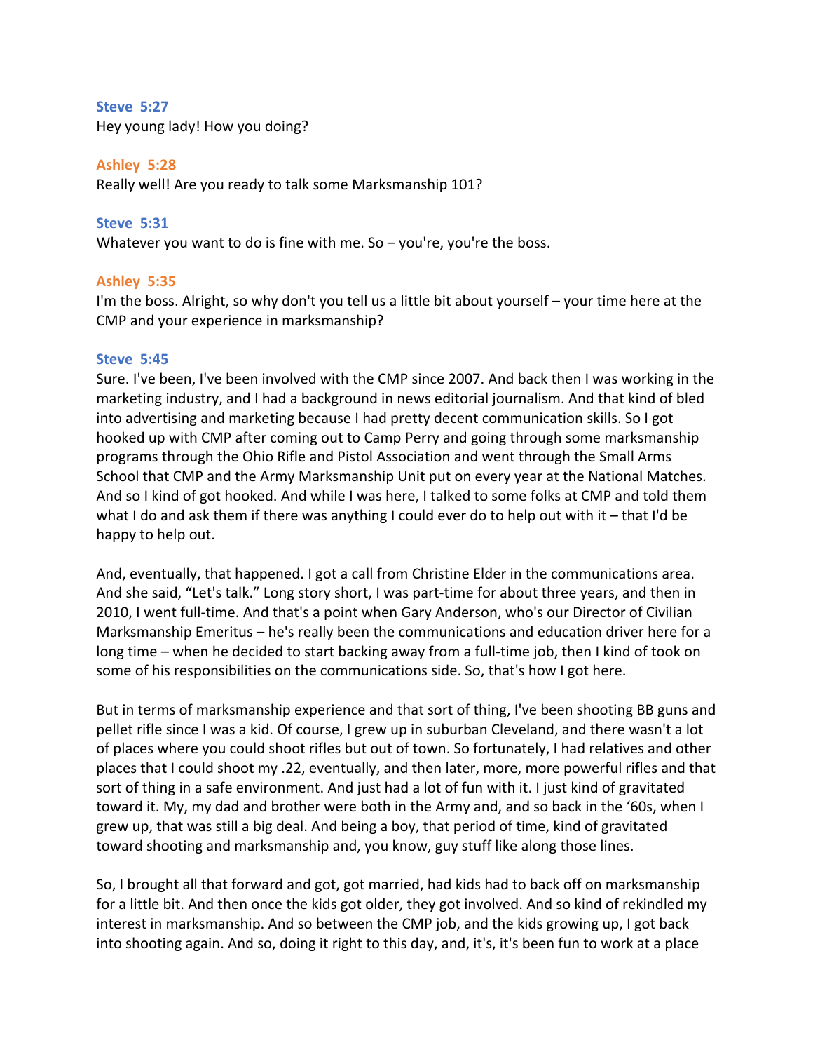**Steve 5:27**
Hey young lady! How you doing?

**Ashley 5:28**
Really well! Are you ready to talk some Marksmanship 101?

**Steve 5:31**
Whatever you want to do is fine with me. So – you're, you're the boss.

**Ashley 5:35**
I'm the boss. Alright, so why don't you tell us a little bit about yourself – your time here at the CMP and your experience in marksmanship?

**Steve 5:45**
Sure. I've been, I've been involved with the CMP since 2007. And back then I was working in the marketing industry, and I had a background in news editorial journalism. And that kind of bled into advertising and marketing because I had pretty decent communication skills. So I got hooked up with CMP after coming out to Camp Perry and going through some marksmanship programs through the Ohio Rifle and Pistol Association and went through the Small Arms School that CMP and the Army Marksmanship Unit put on every year at the National Matches. And so I kind of got hooked. And while I was here, I talked to some folks at CMP and told them what I do and ask them if there was anything I could ever do to help out with it – that I'd be happy to help out.

And, eventually, that happened. I got a call from Christine Elder in the communications area. And she said, "Let's talk." Long story short, I was part-time for about three years, and then in 2010, I went full-time. And that's a point when Gary Anderson, who's our Director of Civilian Marksmanship Emeritus – he's really been the communications and education driver here for a long time – when he decided to start backing away from a full-time job, then I kind of took on some of his responsibilities on the communications side. So, that's how I got here.

But in terms of marksmanship experience and that sort of thing, I've been shooting BB guns and pellet rifle since I was a kid. Of course, I grew up in suburban Cleveland, and there wasn't a lot of places where you could shoot rifles but out of town. So fortunately, I had relatives and other places that I could shoot my .22, eventually, and then later, more, more powerful rifles and that sort of thing in a safe environment. And just had a lot of fun with it. I just kind of gravitated toward it. My, my dad and brother were both in the Army and, and so back in the '60s, when I grew up, that was still a big deal. And being a boy, that period of time, kind of gravitated toward shooting and marksmanship and, you know, guy stuff like along those lines.

So, I brought all that forward and got, got married, had kids had to back off on marksmanship for a little bit. And then once the kids got older, they got involved. And so kind of rekindled my interest in marksmanship. And so between the CMP job, and the kids growing up, I got back into shooting again. And so, doing it right to this day, and, it's, it's been fun to work at a place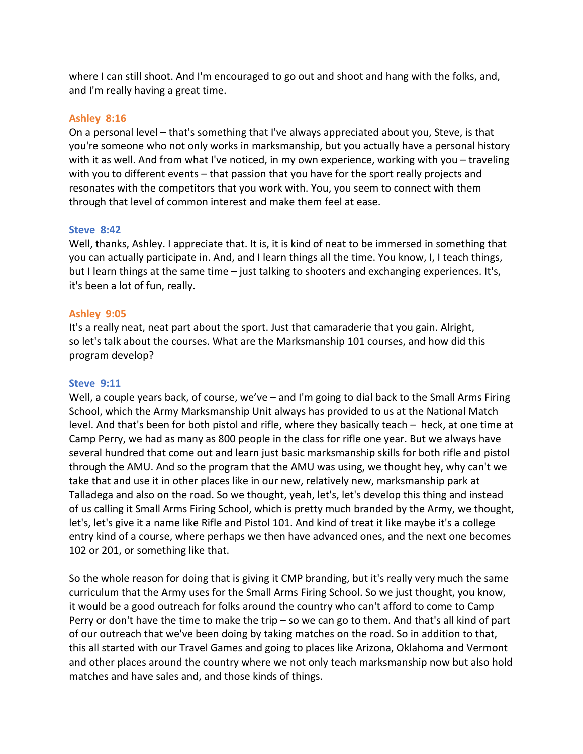where I can still shoot. And I'm encouraged to go out and shoot and hang with the folks, and, and I'm really having a great time.

**Ashley 8:16**
On a personal level – that's something that I've always appreciated about you, Steve, is that you're someone who not only works in marksmanship, but you actually have a personal history with it as well. And from what I've noticed, in my own experience, working with you – traveling with you to different events – that passion that you have for the sport really projects and resonates with the competitors that you work with. You, you seem to connect with them through that level of common interest and make them feel at ease.

**Steve 8:42**
Well, thanks, Ashley. I appreciate that. It is, it is kind of neat to be immersed in something that you can actually participate in. And, and I learn things all the time. You know, I, I teach things, but I learn things at the same time – just talking to shooters and exchanging experiences. It's, it's been a lot of fun, really.

**Ashley 9:05**
It's a really neat, neat part about the sport. Just that camaraderie that you gain. Alright, so let's talk about the courses. What are the Marksmanship 101 courses, and how did this program develop?

**Steve 9:11**
Well, a couple years back, of course, we've – and I'm going to dial back to the Small Arms Firing School, which the Army Marksmanship Unit always has provided to us at the National Match level. And that's been for both pistol and rifle, where they basically teach – heck, at one time at Camp Perry, we had as many as 800 people in the class for rifle one year. But we always have several hundred that come out and learn just basic marksmanship skills for both rifle and pistol through the AMU. And so the program that the AMU was using, we thought hey, why can't we take that and use it in other places like in our new, relatively new, marksmanship park at Talladega and also on the road. So we thought, yeah, let's, let's develop this thing and instead of us calling it Small Arms Firing School, which is pretty much branded by the Army, we thought, let's, let's give it a name like Rifle and Pistol 101. And kind of treat it like maybe it's a college entry kind of a course, where perhaps we then have advanced ones, and the next one becomes 102 or 201, or something like that.

So the whole reason for doing that is giving it CMP branding, but it's really very much the same curriculum that the Army uses for the Small Arms Firing School. So we just thought, you know, it would be a good outreach for folks around the country who can't afford to come to Camp Perry or don't have the time to make the trip – so we can go to them. And that's all kind of part of our outreach that we've been doing by taking matches on the road. So in addition to that, this all started with our Travel Games and going to places like Arizona, Oklahoma and Vermont and other places around the country where we not only teach marksmanship now but also hold matches and have sales and, and those kinds of things.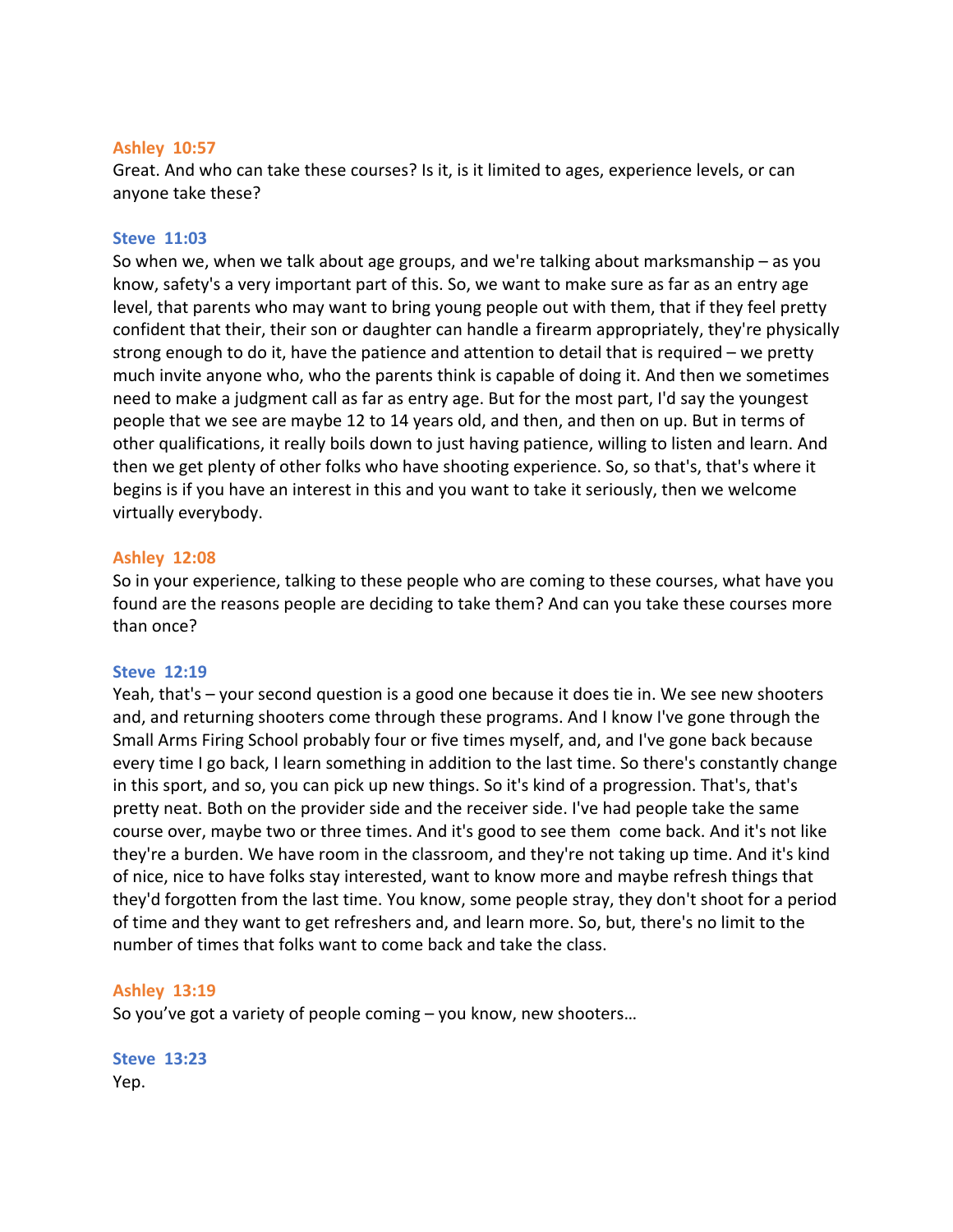**Ashley 10:57**
Great. And who can take these courses? Is it, is it limited to ages, experience levels, or can anyone take these?

**Steve 11:03**
So when we, when we talk about age groups, and we're talking about marksmanship – as you know, safety's a very important part of this. So, we want to make sure as far as an entry age level, that parents who may want to bring young people out with them, that if they feel pretty confident that their, their son or daughter can handle a firearm appropriately, they're physically strong enough to do it, have the patience and attention to detail that is required – we pretty much invite anyone who, who the parents think is capable of doing it. And then we sometimes need to make a judgment call as far as entry age. But for the most part, I'd say the youngest people that we see are maybe 12 to 14 years old, and then, and then on up. But in terms of other qualifications, it really boils down to just having patience, willing to listen and learn. And then we get plenty of other folks who have shooting experience. So, so that's, that's where it begins is if you have an interest in this and you want to take it seriously, then we welcome virtually everybody.

**Ashley 12:08**
So in your experience, talking to these people who are coming to these courses, what have you found are the reasons people are deciding to take them? And can you take these courses more than once?

**Steve 12:19**
Yeah, that's – your second question is a good one because it does tie in. We see new shooters and, and returning shooters come through these programs. And I know I've gone through the Small Arms Firing School probably four or five times myself, and, and I've gone back because every time I go back, I learn something in addition to the last time. So there's constantly change in this sport, and so, you can pick up new things. So it's kind of a progression. That's, that's pretty neat. Both on the provider side and the receiver side. I've had people take the same course over, maybe two or three times. And it's good to see them come back. And it's not like they're a burden. We have room in the classroom, and they're not taking up time. And it's kind of nice, nice to have folks stay interested, want to know more and maybe refresh things that they'd forgotten from the last time. You know, some people stray, they don't shoot for a period of time and they want to get refreshers and, and learn more. So, but, there's no limit to the number of times that folks want to come back and take the class.

**Ashley 13:19**
So you've got a variety of people coming – you know, new shooters…

**Steve 13:23**
Yep.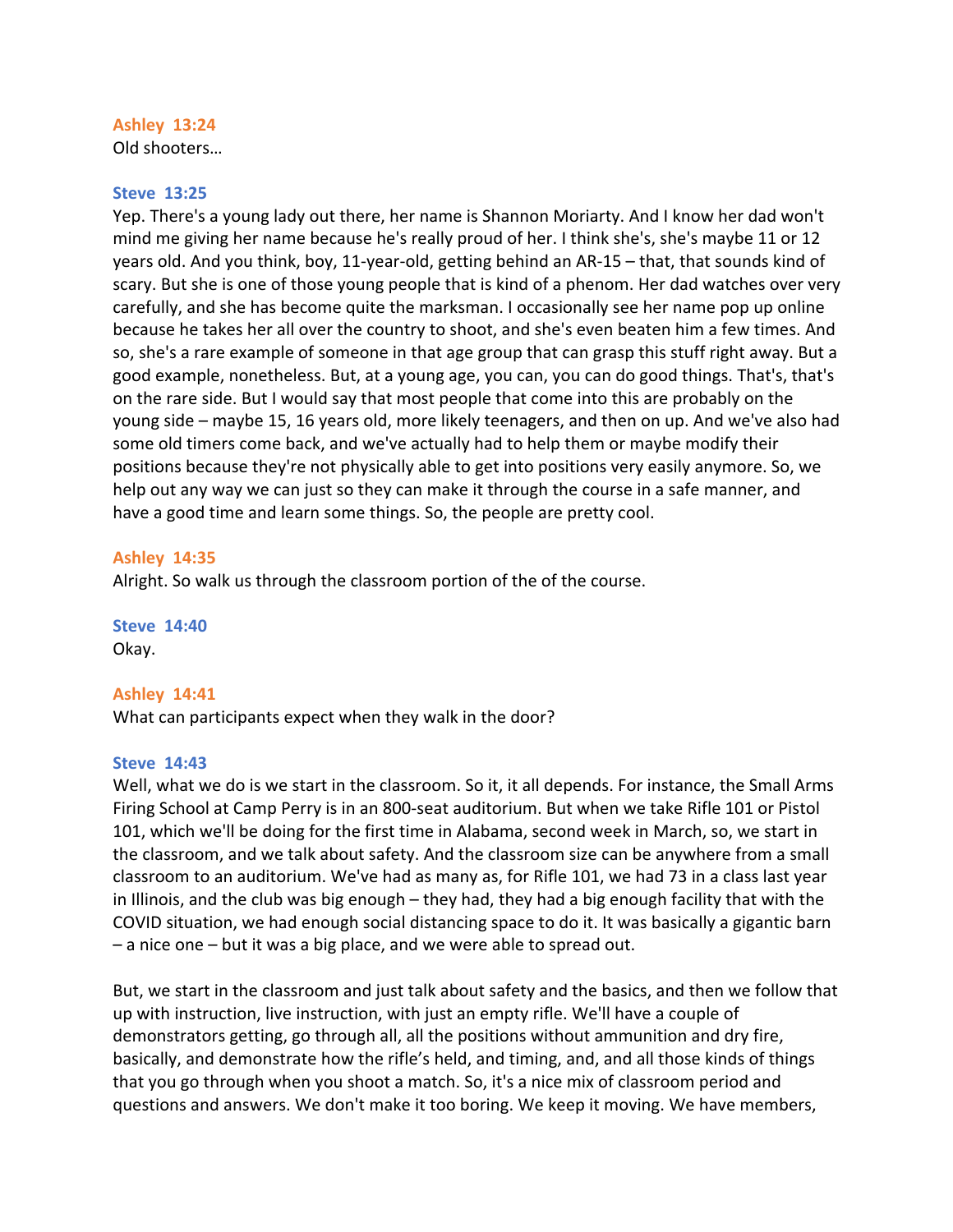**Ashley 13:24**
Old shooters…

**Steve 13:25**
Yep. There's a young lady out there, her name is Shannon Moriarty. And I know her dad won't mind me giving her name because he's really proud of her. I think she's, she's maybe 11 or 12 years old. And you think, boy, 11-year-old, getting behind an AR-15 – that, that sounds kind of scary. But she is one of those young people that is kind of a phenom. Her dad watches over very carefully, and she has become quite the marksman. I occasionally see her name pop up online because he takes her all over the country to shoot, and she's even beaten him a few times. And so, she's a rare example of someone in that age group that can grasp this stuff right away. But a good example, nonetheless. But, at a young age, you can, you can do good things. That's, that's on the rare side. But I would say that most people that come into this are probably on the young side – maybe 15, 16 years old, more likely teenagers, and then on up. And we've also had some old timers come back, and we've actually had to help them or maybe modify their positions because they're not physically able to get into positions very easily anymore. So, we help out any way we can just so they can make it through the course in a safe manner, and have a good time and learn some things. So, the people are pretty cool.

**Ashley 14:35**
Alright. So walk us through the classroom portion of the of the course.

**Steve 14:40**
Okay.

**Ashley 14:41**
What can participants expect when they walk in the door?

**Steve 14:43**
Well, what we do is we start in the classroom. So it, it all depends. For instance, the Small Arms Firing School at Camp Perry is in an 800-seat auditorium. But when we take Rifle 101 or Pistol 101, which we'll be doing for the first time in Alabama, second week in March, so, we start in the classroom, and we talk about safety. And the classroom size can be anywhere from a small classroom to an auditorium. We've had as many as, for Rifle 101, we had 73 in a class last year in Illinois, and the club was big enough – they had, they had a big enough facility that with the COVID situation, we had enough social distancing space to do it. It was basically a gigantic barn – a nice one – but it was a big place, and we were able to spread out.

But, we start in the classroom and just talk about safety and the basics, and then we follow that up with instruction, live instruction, with just an empty rifle. We'll have a couple of demonstrators getting, go through all, all the positions without ammunition and dry fire, basically, and demonstrate how the rifle's held, and timing, and, and all those kinds of things that you go through when you shoot a match. So, it's a nice mix of classroom period and questions and answers. We don't make it too boring. We keep it moving. We have members,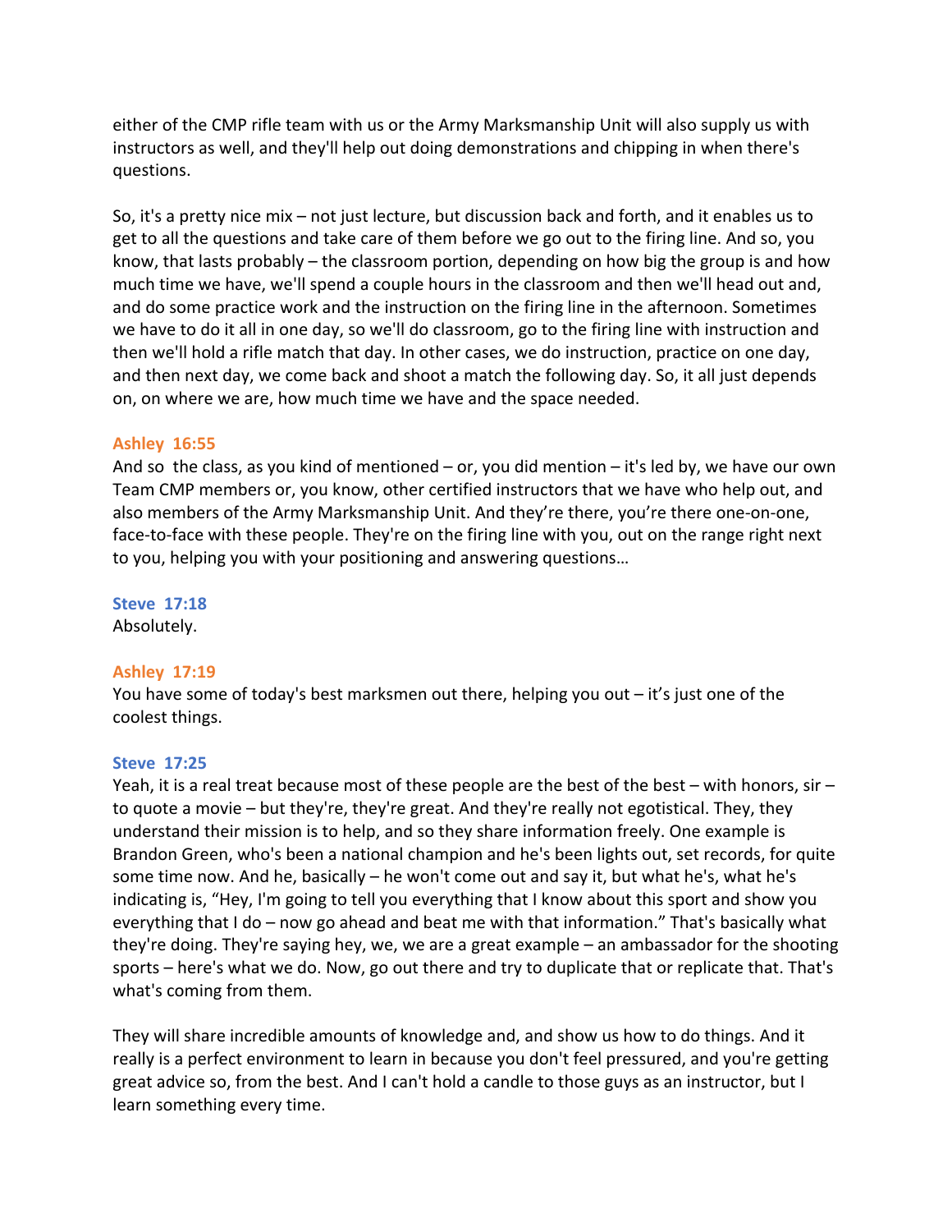either of the CMP rifle team with us or the Army Marksmanship Unit will also supply us with instructors as well, and they'll help out doing demonstrations and chipping in when there's questions.

So, it's a pretty nice mix – not just lecture, but discussion back and forth, and it enables us to get to all the questions and take care of them before we go out to the firing line. And so, you know, that lasts probably – the classroom portion, depending on how big the group is and how much time we have, we'll spend a couple hours in the classroom and then we'll head out and, and do some practice work and the instruction on the firing line in the afternoon. Sometimes we have to do it all in one day, so we'll do classroom, go to the firing line with instruction and then we'll hold a rifle match that day. In other cases, we do instruction, practice on one day, and then next day, we come back and shoot a match the following day. So, it all just depends on, on where we are, how much time we have and the space needed.

**Ashley 16:55**
And so the class, as you kind of mentioned – or, you did mention – it's led by, we have our own Team CMP members or, you know, other certified instructors that we have who help out, and also members of the Army Marksmanship Unit. And they're there, you're there one-on-one, face-to-face with these people. They're on the firing line with you, out on the range right next to you, helping you with your positioning and answering questions…

**Steve 17:18**
Absolutely.

**Ashley 17:19**
You have some of today's best marksmen out there, helping you out – it's just one of the coolest things.

**Steve 17:25**
Yeah, it is a real treat because most of these people are the best of the best – with honors, sir – to quote a movie – but they're, they're great. And they're really not egotistical. They, they understand their mission is to help, and so they share information freely. One example is Brandon Green, who's been a national champion and he's been lights out, set records, for quite some time now. And he, basically – he won't come out and say it, but what he's, what he's indicating is, "Hey, I'm going to tell you everything that I know about this sport and show you everything that I do – now go ahead and beat me with that information." That's basically what they're doing. They're saying hey, we, we are a great example – an ambassador for the shooting sports – here's what we do. Now, go out there and try to duplicate that or replicate that. That's what's coming from them.

They will share incredible amounts of knowledge and, and show us how to do things. And it really is a perfect environment to learn in because you don't feel pressured, and you're getting great advice so, from the best. And I can't hold a candle to those guys as an instructor, but I learn something every time.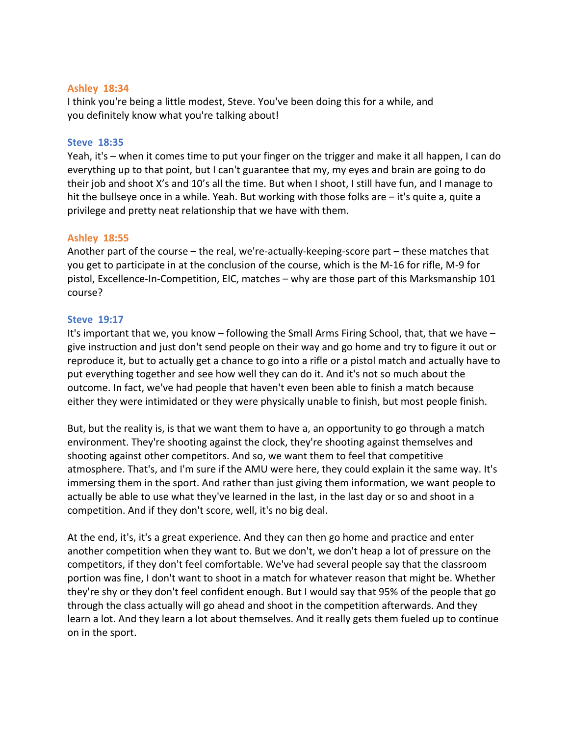**Ashley 18:34**
I think you're being a little modest, Steve. You've been doing this for a while, and you definitely know what you're talking about!

**Steve 18:35**
Yeah, it's – when it comes time to put your finger on the trigger and make it all happen, I can do everything up to that point, but I can't guarantee that my, my eyes and brain are going to do their job and shoot X's and 10's all the time. But when I shoot, I still have fun, and I manage to hit the bullseye once in a while. Yeah. But working with those folks are – it's quite a, quite a privilege and pretty neat relationship that we have with them.

**Ashley 18:55**
Another part of the course – the real, we're-actually-keeping-score part – these matches that you get to participate in at the conclusion of the course, which is the M-16 for rifle, M-9 for pistol, Excellence-In-Competition, EIC, matches – why are those part of this Marksmanship 101 course?

**Steve 19:17**
It's important that we, you know – following the Small Arms Firing School, that, that we have – give instruction and just don't send people on their way and go home and try to figure it out or reproduce it, but to actually get a chance to go into a rifle or a pistol match and actually have to put everything together and see how well they can do it. And it's not so much about the outcome. In fact, we've had people that haven't even been able to finish a match because either they were intimidated or they were physically unable to finish, but most people finish.

But, but the reality is, is that we want them to have a, an opportunity to go through a match environment. They're shooting against the clock, they're shooting against themselves and shooting against other competitors. And so, we want them to feel that competitive atmosphere. That's, and I'm sure if the AMU were here, they could explain it the same way. It's immersing them in the sport. And rather than just giving them information, we want people to actually be able to use what they've learned in the last, in the last day or so and shoot in a competition. And if they don't score, well, it's no big deal.

At the end, it's, it's a great experience. And they can then go home and practice and enter another competition when they want to. But we don't, we don't heap a lot of pressure on the competitors, if they don't feel comfortable. We've had several people say that the classroom portion was fine, I don't want to shoot in a match for whatever reason that might be. Whether they're shy or they don't feel confident enough. But I would say that 95% of the people that go through the class actually will go ahead and shoot in the competition afterwards. And they learn a lot. And they learn a lot about themselves. And it really gets them fueled up to continue on in the sport.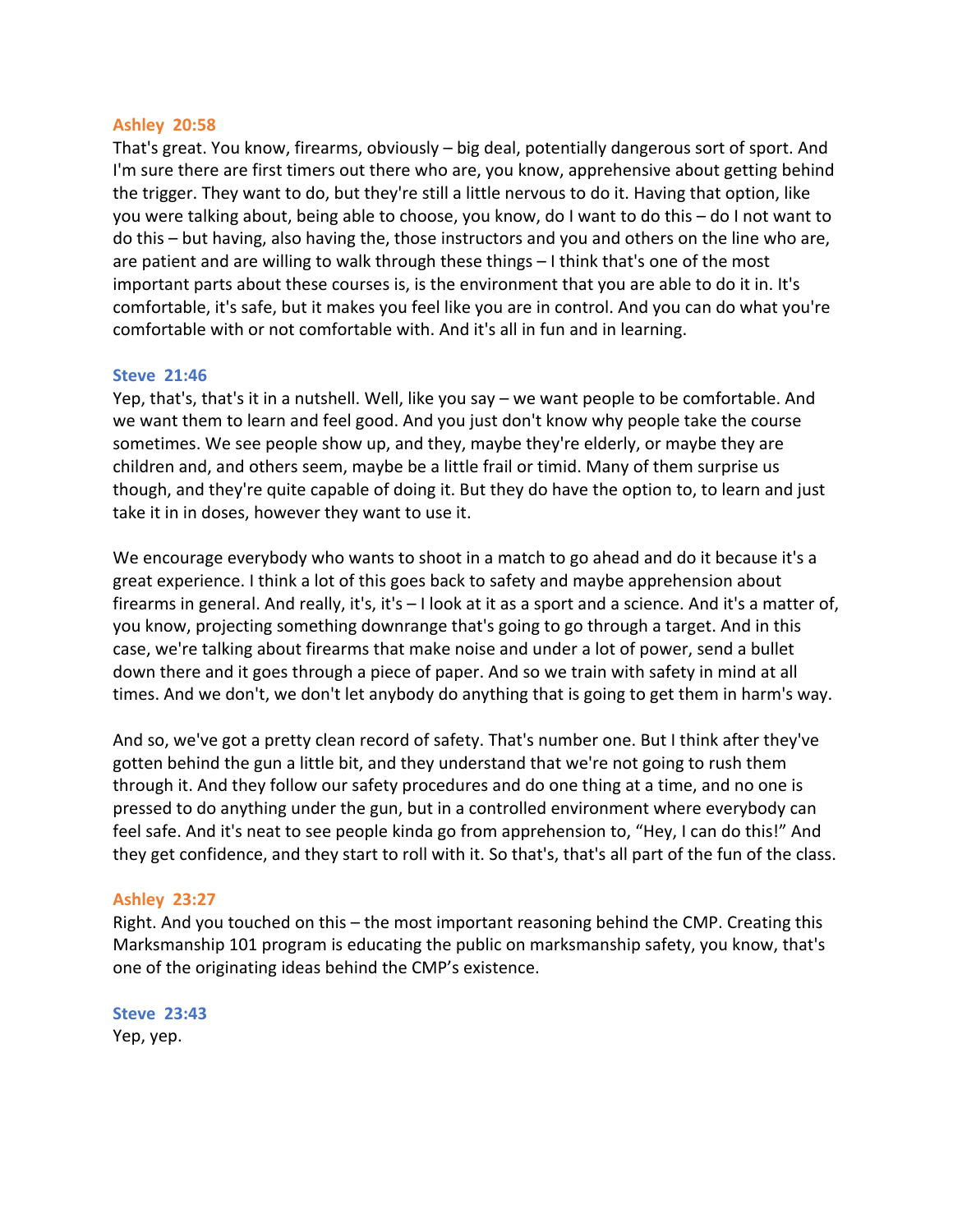**Ashley 20:58**

That's great. You know, firearms, obviously – big deal, potentially dangerous sort of sport. And I'm sure there are first timers out there who are, you know, apprehensive about getting behind the trigger. They want to do, but they're still a little nervous to do it. Having that option, like you were talking about, being able to choose, you know, do I want to do this – do I not want to do this – but having, also having the, those instructors and you and others on the line who are, are patient and are willing to walk through these things – I think that's one of the most important parts about these courses is, is the environment that you are able to do it in. It's comfortable, it's safe, but it makes you feel like you are in control. And you can do what you're comfortable with or not comfortable with. And it's all in fun and in learning.

**Steve 21:46**

Yep, that's, that's it in a nutshell. Well, like you say – we want people to be comfortable. And we want them to learn and feel good. And you just don't know why people take the course sometimes. We see people show up, and they, maybe they're elderly, or maybe they are children and, and others seem, maybe be a little frail or timid. Many of them surprise us though, and they're quite capable of doing it. But they do have the option to, to learn and just take it in in doses, however they want to use it.

We encourage everybody who wants to shoot in a match to go ahead and do it because it's a great experience. I think a lot of this goes back to safety and maybe apprehension about firearms in general. And really, it's, it's – I look at it as a sport and a science. And it's a matter of, you know, projecting something downrange that's going to go through a target. And in this case, we're talking about firearms that make noise and under a lot of power, send a bullet down there and it goes through a piece of paper. And so we train with safety in mind at all times. And we don't, we don't let anybody do anything that is going to get them in harm's way.

And so, we've got a pretty clean record of safety. That's number one. But I think after they've gotten behind the gun a little bit, and they understand that we're not going to rush them through it. And they follow our safety procedures and do one thing at a time, and no one is pressed to do anything under the gun, but in a controlled environment where everybody can feel safe. And it's neat to see people kinda go from apprehension to, "Hey, I can do this!" And they get confidence, and they start to roll with it. So that's, that's all part of the fun of the class.

**Ashley 23:27**

Right. And you touched on this – the most important reasoning behind the CMP. Creating this Marksmanship 101 program is educating the public on marksmanship safety, you know, that's one of the originating ideas behind the CMP's existence.

**Steve 23:43**

Yep, yep.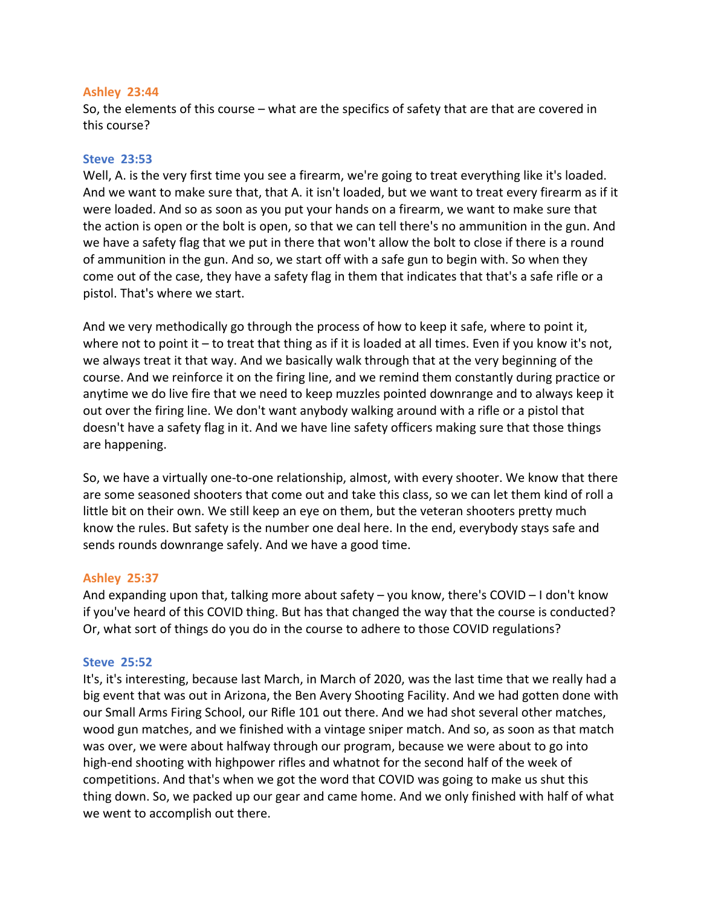**Ashley 23:44**
So, the elements of this course – what are the specifics of safety that are that are covered in this course?

**Steve 23:53**
Well, A. is the very first time you see a firearm, we're going to treat everything like it's loaded. And we want to make sure that, that A. it isn't loaded, but we want to treat every firearm as if it were loaded. And so as soon as you put your hands on a firearm, we want to make sure that the action is open or the bolt is open, so that we can tell there's no ammunition in the gun. And we have a safety flag that we put in there that won't allow the bolt to close if there is a round of ammunition in the gun. And so, we start off with a safe gun to begin with. So when they come out of the case, they have a safety flag in them that indicates that that's a safe rifle or a pistol. That's where we start.

And we very methodically go through the process of how to keep it safe, where to point it, where not to point it – to treat that thing as if it is loaded at all times. Even if you know it's not, we always treat it that way. And we basically walk through that at the very beginning of the course. And we reinforce it on the firing line, and we remind them constantly during practice or anytime we do live fire that we need to keep muzzles pointed downrange and to always keep it out over the firing line. We don't want anybody walking around with a rifle or a pistol that doesn't have a safety flag in it. And we have line safety officers making sure that those things are happening.

So, we have a virtually one-to-one relationship, almost, with every shooter. We know that there are some seasoned shooters that come out and take this class, so we can let them kind of roll a little bit on their own. We still keep an eye on them, but the veteran shooters pretty much know the rules. But safety is the number one deal here. In the end, everybody stays safe and sends rounds downrange safely. And we have a good time.

**Ashley 25:37**
And expanding upon that, talking more about safety – you know, there's COVID – I don't know if you've heard of this COVID thing. But has that changed the way that the course is conducted? Or, what sort of things do you do in the course to adhere to those COVID regulations?

**Steve 25:52**
It's, it's interesting, because last March, in March of 2020, was the last time that we really had a big event that was out in Arizona, the Ben Avery Shooting Facility. And we had gotten done with our Small Arms Firing School, our Rifle 101 out there. And we had shot several other matches, wood gun matches, and we finished with a vintage sniper match. And so, as soon as that match was over, we were about halfway through our program, because we were about to go into high-end shooting with highpower rifles and whatnot for the second half of the week of competitions. And that's when we got the word that COVID was going to make us shut this thing down. So, we packed up our gear and came home. And we only finished with half of what we went to accomplish out there.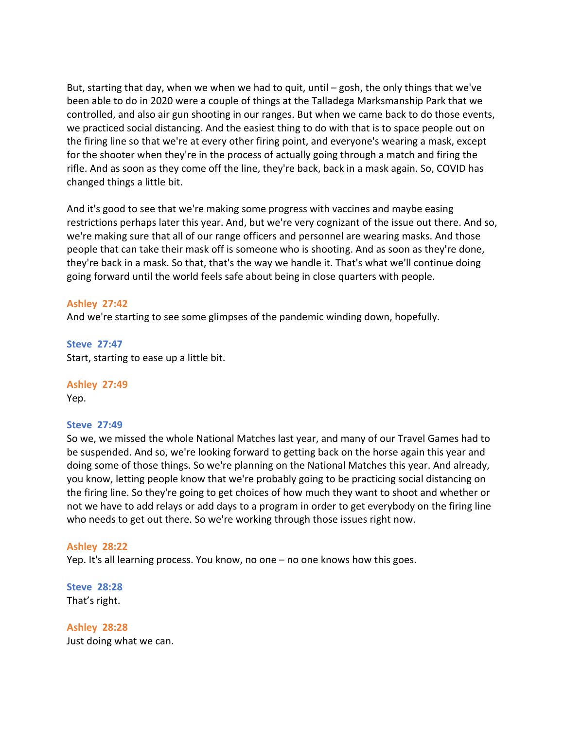But, starting that day, when we when we had to quit, until – gosh, the only things that we've been able to do in 2020 were a couple of things at the Talladega Marksmanship Park that we controlled, and also air gun shooting in our ranges. But when we came back to do those events, we practiced social distancing. And the easiest thing to do with that is to space people out on the firing line so that we're at every other firing point, and everyone's wearing a mask, except for the shooter when they're in the process of actually going through a match and firing the rifle. And as soon as they come off the line, they're back, back in a mask again. So, COVID has changed things a little bit.

And it's good to see that we're making some progress with vaccines and maybe easing restrictions perhaps later this year. And, but we're very cognizant of the issue out there. And so, we're making sure that all of our range officers and personnel are wearing masks. And those people that can take their mask off is someone who is shooting. And as soon as they're done, they're back in a mask. So that, that's the way we handle it. That's what we'll continue doing going forward until the world feels safe about being in close quarters with people.

**Ashley 27:42**
And we're starting to see some glimpses of the pandemic winding down, hopefully.

**Steve 27:47**
Start, starting to ease up a little bit.

**Ashley 27:49**
Yep.

**Steve 27:49**
So we, we missed the whole National Matches last year, and many of our Travel Games had to be suspended. And so, we're looking forward to getting back on the horse again this year and doing some of those things. So we're planning on the National Matches this year. And already, you know, letting people know that we're probably going to be practicing social distancing on the firing line. So they're going to get choices of how much they want to shoot and whether or not we have to add relays or add days to a program in order to get everybody on the firing line who needs to get out there. So we're working through those issues right now.

**Ashley 28:22**
Yep. It's all learning process. You know, no one – no one knows how this goes.

**Steve 28:28**
That's right.

**Ashley 28:28**
Just doing what we can.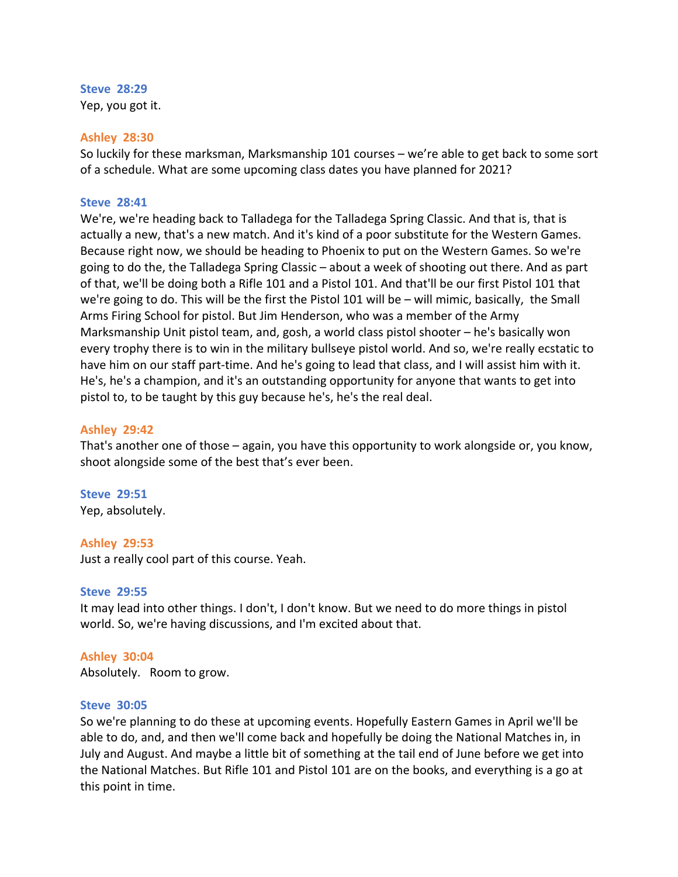**Steve 28:29**
Yep, you got it.

**Ashley 28:30**
So luckily for these marksman, Marksmanship 101 courses – we're able to get back to some sort of a schedule. What are some upcoming class dates you have planned for 2021?

**Steve 28:41**
We're, we're heading back to Talladega for the Talladega Spring Classic. And that is, that is actually a new, that's a new match. And it's kind of a poor substitute for the Western Games. Because right now, we should be heading to Phoenix to put on the Western Games. So we're going to do the, the Talladega Spring Classic – about a week of shooting out there. And as part of that, we'll be doing both a Rifle 101 and a Pistol 101. And that'll be our first Pistol 101 that we're going to do. This will be the first the Pistol 101 will be – will mimic, basically, the Small Arms Firing School for pistol. But Jim Henderson, who was a member of the Army Marksmanship Unit pistol team, and, gosh, a world class pistol shooter – he's basically won every trophy there is to win in the military bullseye pistol world. And so, we're really ecstatic to have him on our staff part-time. And he's going to lead that class, and I will assist him with it. He's, he's a champion, and it's an outstanding opportunity for anyone that wants to get into pistol to, to be taught by this guy because he's, he's the real deal.

**Ashley 29:42**
That's another one of those – again, you have this opportunity to work alongside or, you know, shoot alongside some of the best that's ever been.

**Steve 29:51**
Yep, absolutely.

**Ashley 29:53**
Just a really cool part of this course. Yeah.

**Steve 29:55**
It may lead into other things. I don't, I don't know. But we need to do more things in pistol world. So, we're having discussions, and I'm excited about that.

**Ashley 30:04**
Absolutely. Room to grow.

**Steve 30:05**
So we're planning to do these at upcoming events. Hopefully Eastern Games in April we'll be able to do, and, and then we'll come back and hopefully be doing the National Matches in, in July and August. And maybe a little bit of something at the tail end of June before we get into the National Matches. But Rifle 101 and Pistol 101 are on the books, and everything is a go at this point in time.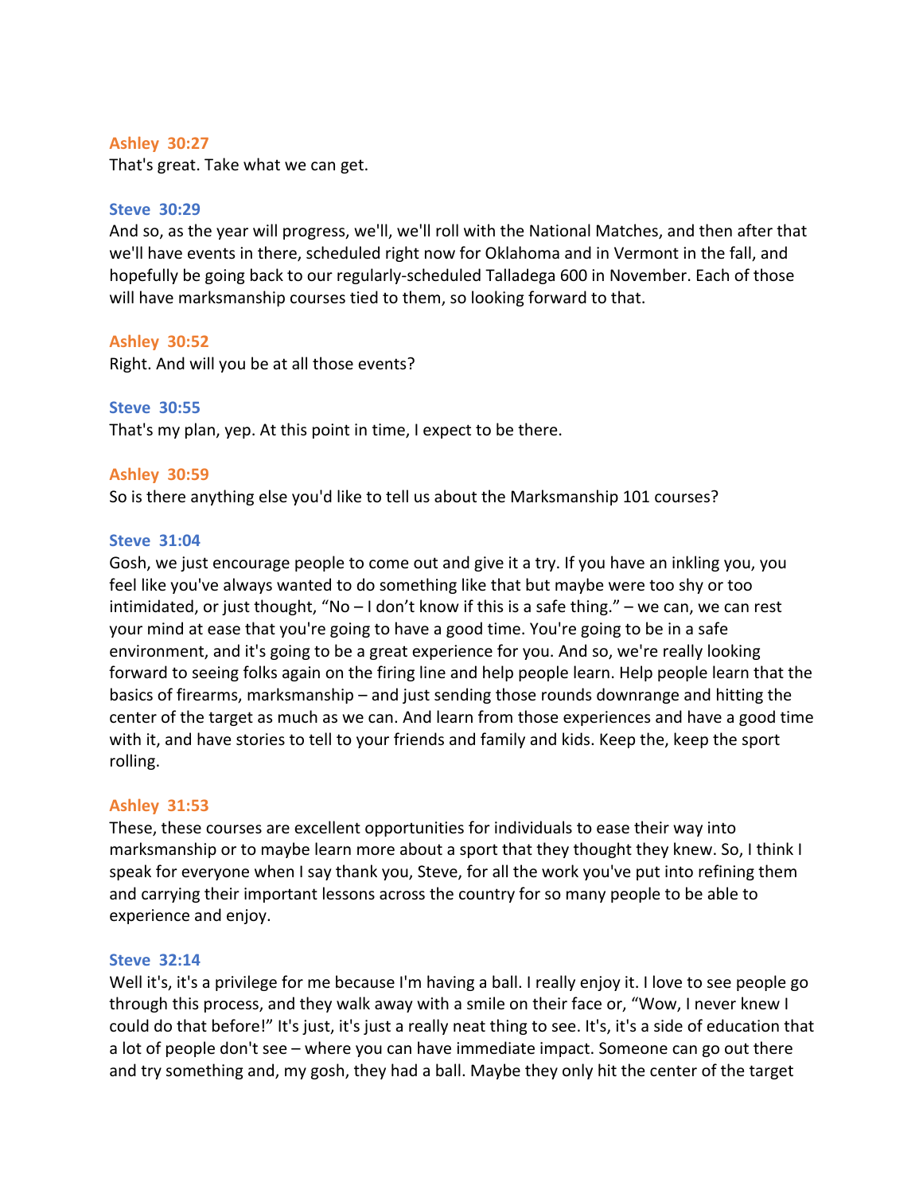**Ashley 30:27**
That's great. Take what we can get.

**Steve 30:29**
And so, as the year will progress, we'll, we'll roll with the National Matches, and then after that we'll have events in there, scheduled right now for Oklahoma and in Vermont in the fall, and hopefully be going back to our regularly-scheduled Talladega 600 in November. Each of those will have marksmanship courses tied to them, so looking forward to that.

**Ashley 30:52**
Right. And will you be at all those events?

**Steve 30:55**
That's my plan, yep. At this point in time, I expect to be there.

**Ashley 30:59**
So is there anything else you'd like to tell us about the Marksmanship 101 courses?

**Steve 31:04**
Gosh, we just encourage people to come out and give it a try. If you have an inkling you, you feel like you've always wanted to do something like that but maybe were too shy or too intimidated, or just thought, "No – I don't know if this is a safe thing." – we can, we can rest your mind at ease that you're going to have a good time. You're going to be in a safe environment, and it's going to be a great experience for you. And so, we're really looking forward to seeing folks again on the firing line and help people learn. Help people learn that the basics of firearms, marksmanship – and just sending those rounds downrange and hitting the center of the target as much as we can. And learn from those experiences and have a good time with it, and have stories to tell to your friends and family and kids. Keep the, keep the sport rolling.

**Ashley 31:53**
These, these courses are excellent opportunities for individuals to ease their way into marksmanship or to maybe learn more about a sport that they thought they knew. So, I think I speak for everyone when I say thank you, Steve, for all the work you've put into refining them and carrying their important lessons across the country for so many people to be able to experience and enjoy.

**Steve 32:14**
Well it's, it's a privilege for me because I'm having a ball. I really enjoy it. I love to see people go through this process, and they walk away with a smile on their face or, "Wow, I never knew I could do that before!" It's just, it's just a really neat thing to see. It's, it's a side of education that a lot of people don't see – where you can have immediate impact. Someone can go out there and try something and, my gosh, they had a ball. Maybe they only hit the center of the target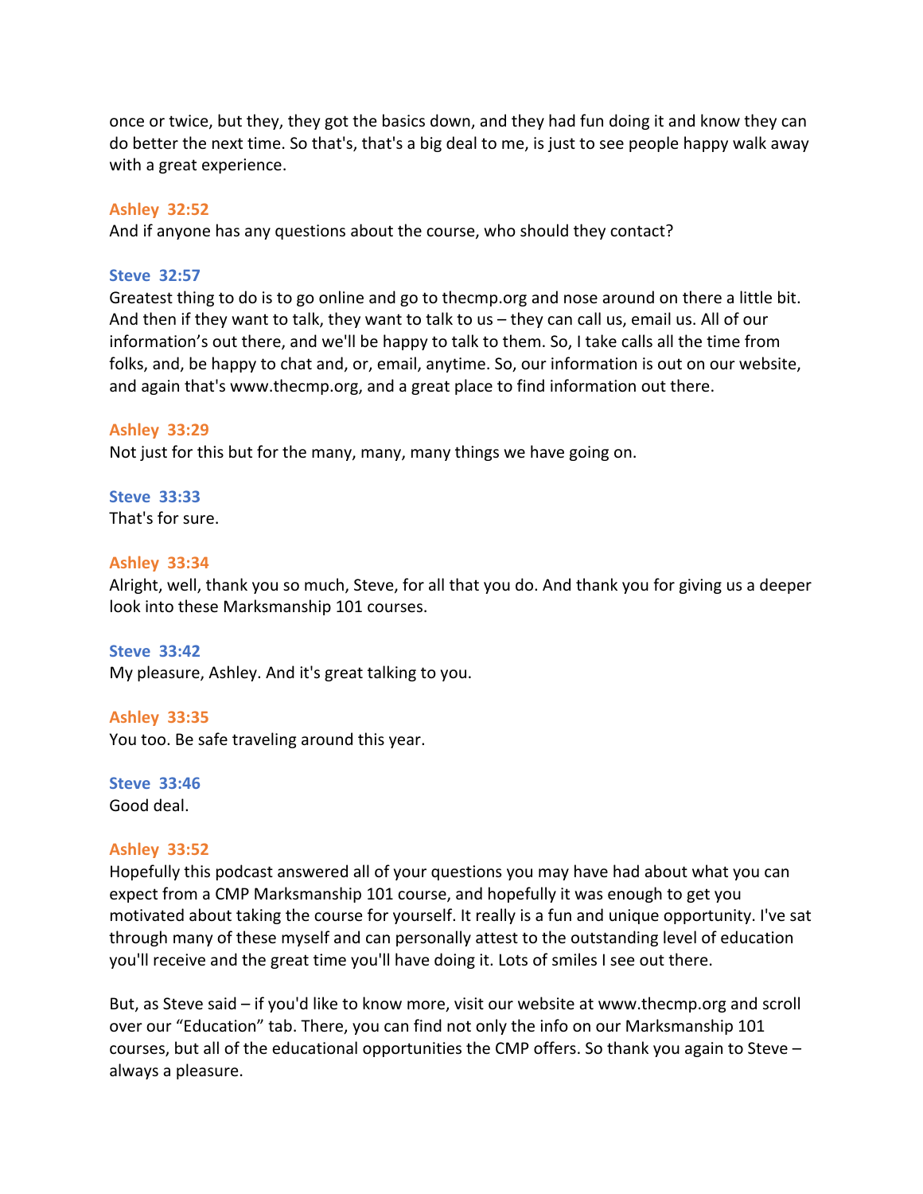once or twice, but they, they got the basics down, and they had fun doing it and know they can do better the next time. So that's, that's a big deal to me, is just to see people happy walk away with a great experience.

**Ashley 32:52**
And if anyone has any questions about the course, who should they contact?

**Steve 32:57**
Greatest thing to do is to go online and go to thecmp.org and nose around on there a little bit. And then if they want to talk, they want to talk to us – they can call us, email us. All of our information's out there, and we'll be happy to talk to them. So, I take calls all the time from folks, and, be happy to chat and, or, email, anytime. So, our information is out on our website, and again that's www.thecmp.org, and a great place to find information out there.

**Ashley 33:29**
Not just for this but for the many, many, many things we have going on.

**Steve 33:33**
That's for sure.

**Ashley 33:34**
Alright, well, thank you so much, Steve, for all that you do. And thank you for giving us a deeper look into these Marksmanship 101 courses.

**Steve 33:42**
My pleasure, Ashley. And it's great talking to you.

**Ashley 33:35**
You too. Be safe traveling around this year.

**Steve 33:46**
Good deal.

**Ashley 33:52**
Hopefully this podcast answered all of your questions you may have had about what you can expect from a CMP Marksmanship 101 course, and hopefully it was enough to get you motivated about taking the course for yourself. It really is a fun and unique opportunity. I've sat through many of these myself and can personally attest to the outstanding level of education you'll receive and the great time you'll have doing it. Lots of smiles I see out there.

But, as Steve said – if you'd like to know more, visit our website at www.thecmp.org and scroll over our "Education" tab. There, you can find not only the info on our Marksmanship 101 courses, but all of the educational opportunities the CMP offers. So thank you again to Steve – always a pleasure.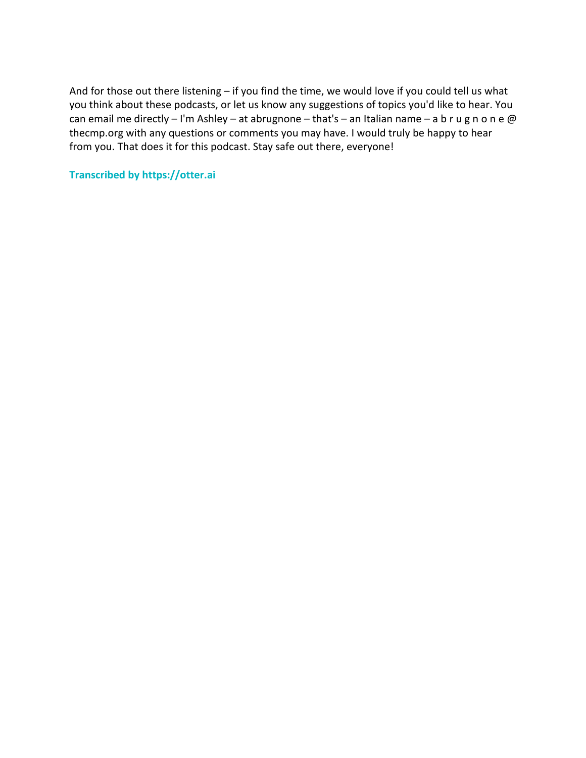And for those out there listening – if you find the time, we would love if you could tell us what you think about these podcasts, or let us know any suggestions of topics you'd like to hear. You can email me directly – I'm Ashley – at abrugnone – that's – an Italian name – a b r u g n o n e @ thecmp.org with any questions or comments you may have. I would truly be happy to hear from you. That does it for this podcast. Stay safe out there, everyone!

**Transcribed by https://otter.ai**